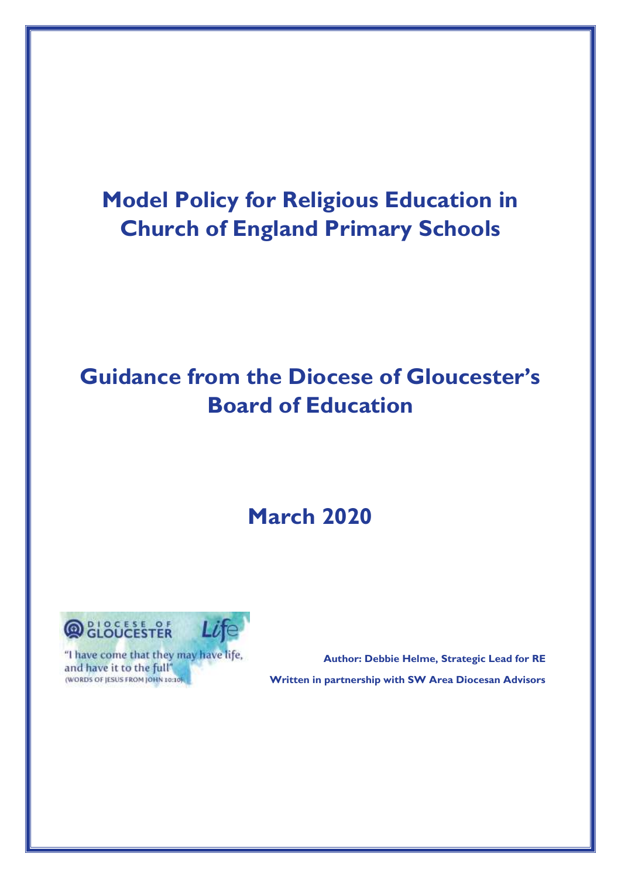# Model Policy for Religious Education in Church of England Primary Schools

## Guidance from the Diocese of Gloucester's Board of Education

## March 2020

DIOCESE OF GLOUCESTER Life

"I have come that they may have life, and have it to the full"
(WORDS OF JESUS FROM JOHN 10:10)

**Author: Debbie Helme, Strategic Lead for RE**

**Written in partnership with SW Area Diocesan Advisors**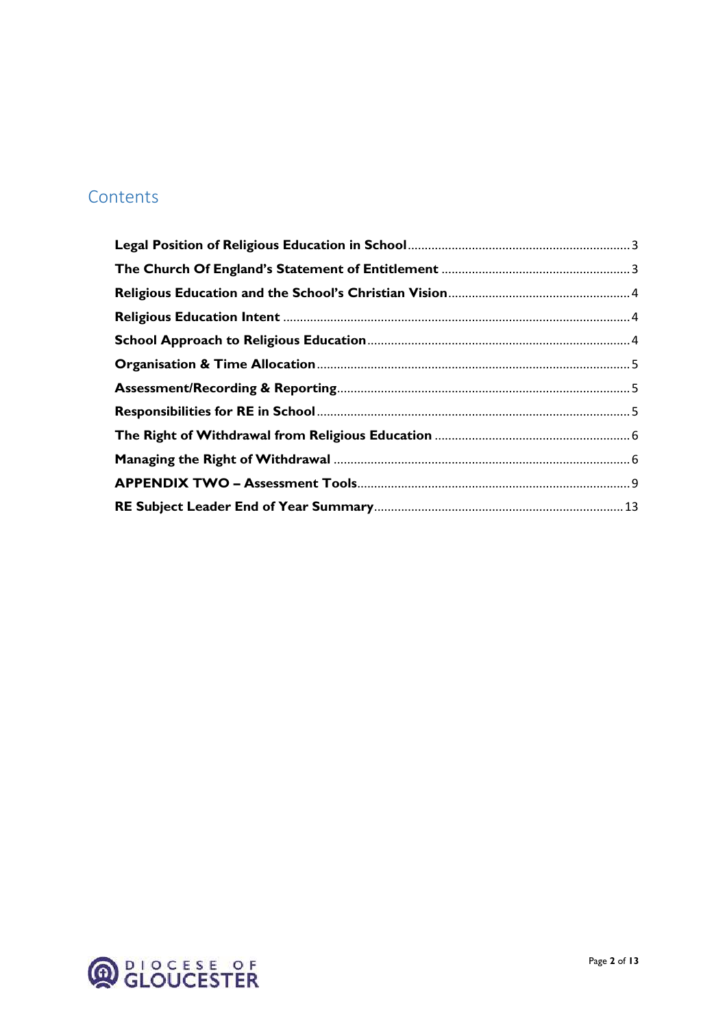## Contents

**Legal Position of Religious Education in School** ........ 3

**The Church Of England's Statement of Entitlement** ........ 3

**Religious Education and the School's Christian Vision** ........ 4

**Religious Education Intent** ........ 4

**School Approach to Religious Education** ........ 4

**Organisation & Time Allocation** ........ 5

**Assessment/Recording & Reporting** ........ 5

**Responsibilities for RE in School** ........ 5

**The Right of Withdrawal from Religious Education** ........ 6

**Managing the Right of Withdrawal** ........ 6

**APPENDIX TWO – Assessment Tools** ........ 9

**RE Subject Leader End of Year Summary** ........ 13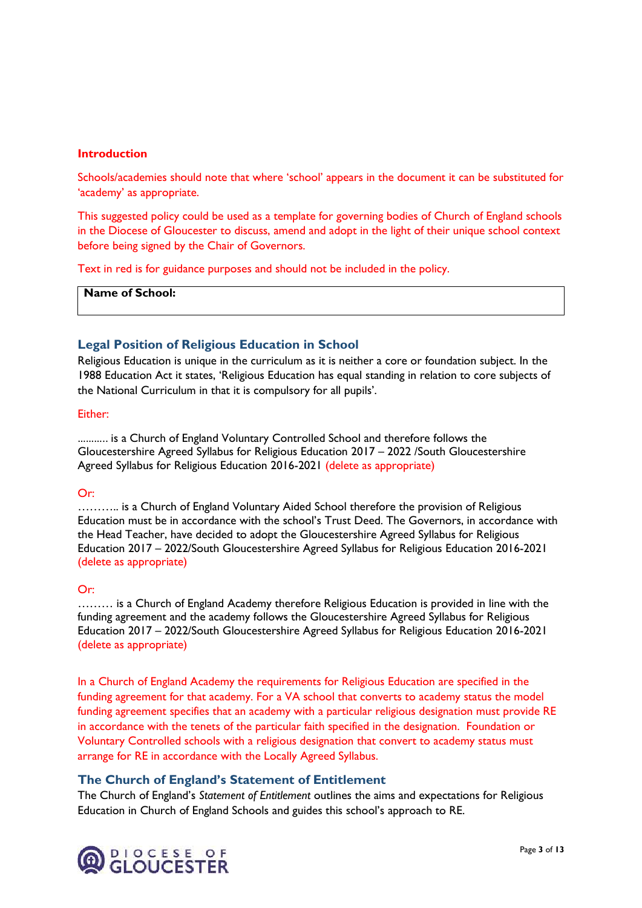**Introduction**

Schools/academies should note that where 'school' appears in the document it can be substituted for 'academy' as appropriate.

This suggested policy could be used as a template for governing bodies of Church of England schools in the Diocese of Gloucester to discuss, amend and adopt in the light of their unique school context before being signed by the Chair of Governors.

Text in red is for guidance purposes and should not be included in the policy.

| **Name of School:** |
| --- |

## Legal Position of Religious Education in School

Religious Education is unique in the curriculum as it is neither a core or foundation subject. In the 1988 Education Act it states, 'Religious Education has equal standing in relation to core subjects of the National Curriculum in that it is compulsory for all pupils'.

Either:

.......... is a Church of England Voluntary Controlled School and therefore follows the Gloucestershire Agreed Syllabus for Religious Education 2017 – 2022 /South Gloucestershire Agreed Syllabus for Religious Education 2016-2021 (delete as appropriate)

Or:

……….. is a Church of England Voluntary Aided School therefore the provision of Religious Education must be in accordance with the school's Trust Deed. The Governors, in accordance with the Head Teacher, have decided to adopt the Gloucestershire Agreed Syllabus for Religious Education 2017 – 2022/South Gloucestershire Agreed Syllabus for Religious Education 2016-2021 (delete as appropriate)

Or:

……… is a Church of England Academy therefore Religious Education is provided in line with the funding agreement and the academy follows the Gloucestershire Agreed Syllabus for Religious Education 2017 – 2022/South Gloucestershire Agreed Syllabus for Religious Education 2016-2021 (delete as appropriate)

In a Church of England Academy the requirements for Religious Education are specified in the funding agreement for that academy. For a VA school that converts to academy status the model funding agreement specifies that an academy with a particular religious designation must provide RE in accordance with the tenets of the particular faith specified in the designation. Foundation or Voluntary Controlled schools with a religious designation that convert to academy status must arrange for RE in accordance with the Locally Agreed Syllabus.

## The Church of England's Statement of Entitlement

The Church of England's *Statement of Entitlement* outlines the aims and expectations for Religious Education in Church of England Schools and guides this school's approach to RE.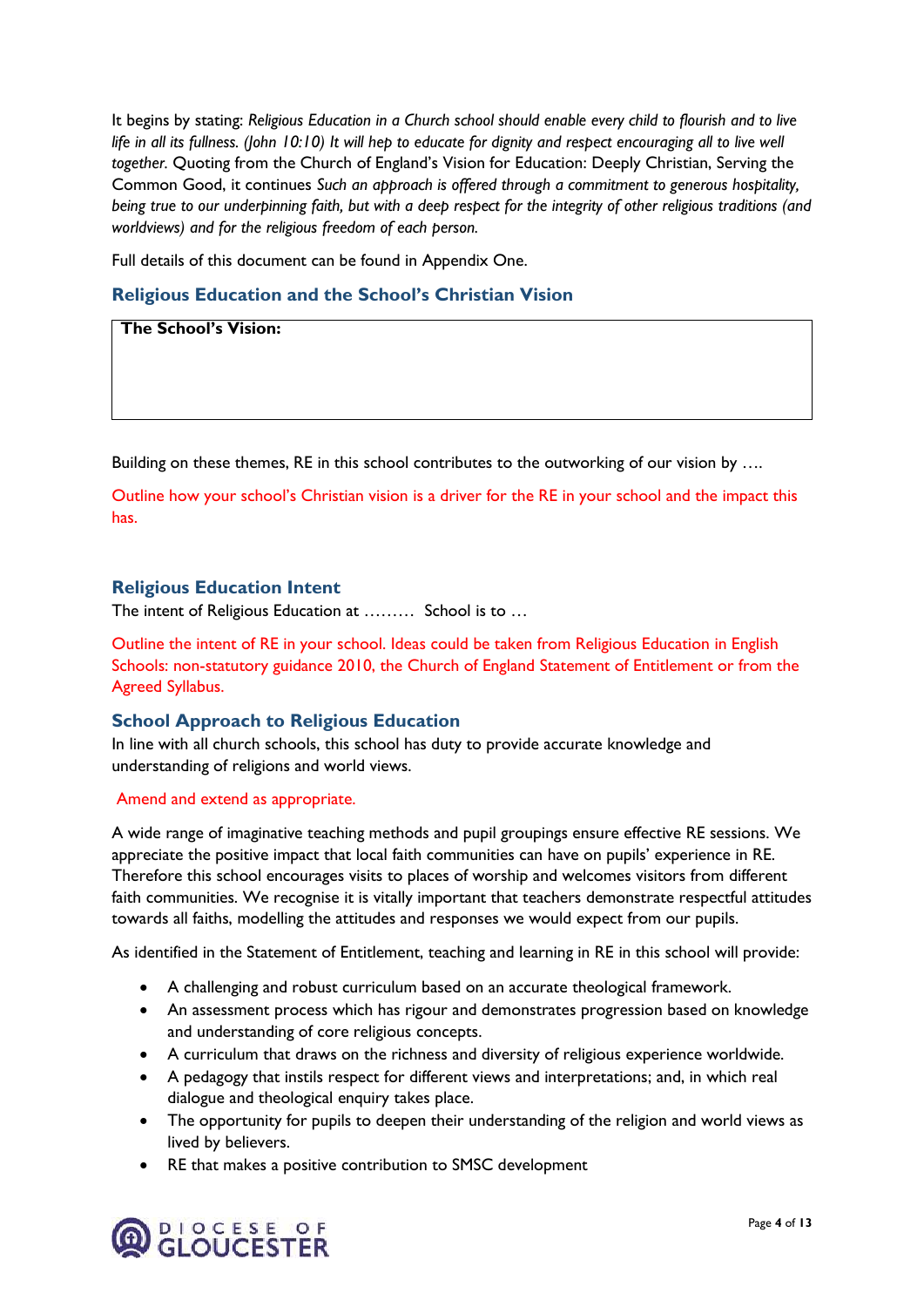It begins by stating: *Religious Education in a Church school should enable every child to flourish and to live life in all its fullness. (John 10:10) It will hep to educate for dignity and respect encouraging all to live well together.* Quoting from the Church of England's Vision for Education: Deeply Christian, Serving the Common Good, it continues *Such an approach is offered through a commitment to generous hospitality, being true to our underpinning faith, but with a deep respect for the integrity of other religious traditions (and worldviews) and for the religious freedom of each person.*

Full details of this document can be found in Appendix One.

## Religious Education and the School's Christian Vision

| **The School's Vision:** |
|---|
| |

Building on these themes, RE in this school contributes to the outworking of our vision by ….

Outline how your school's Christian vision is a driver for the RE in your school and the impact this has.

## Religious Education Intent

The intent of Religious Education at ……… School is to …

Outline the intent of RE in your school. Ideas could be taken from Religious Education in English Schools: non-statutory guidance 2010, the Church of England Statement of Entitlement or from the Agreed Syllabus.

## School Approach to Religious Education

In line with all church schools, this school has duty to provide accurate knowledge and understanding of religions and world views.

Amend and extend as appropriate.

A wide range of imaginative teaching methods and pupil groupings ensure effective RE sessions. We appreciate the positive impact that local faith communities can have on pupils' experience in RE. Therefore this school encourages visits to places of worship and welcomes visitors from different faith communities. We recognise it is vitally important that teachers demonstrate respectful attitudes towards all faiths, modelling the attitudes and responses we would expect from our pupils.

As identified in the Statement of Entitlement, teaching and learning in RE in this school will provide:

- A challenging and robust curriculum based on an accurate theological framework.
- An assessment process which has rigour and demonstrates progression based on knowledge and understanding of core religious concepts.
- A curriculum that draws on the richness and diversity of religious experience worldwide.
- A pedagogy that instils respect for different views and interpretations; and, in which real dialogue and theological enquiry takes place.
- The opportunity for pupils to deepen their understanding of the religion and world views as lived by believers.
- RE that makes a positive contribution to SMSC development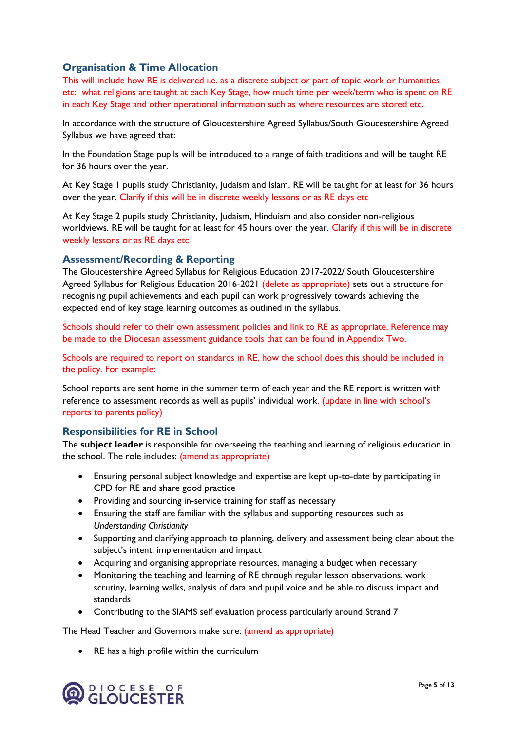## Organisation & Time Allocation

This will include how RE is delivered i.e. as a discrete subject or part of topic work or humanities etc: what religions are taught at each Key Stage, how much time per week/term who is spent on RE in each Key Stage and other operational information such as where resources are stored etc.

In accordance with the structure of Gloucestershire Agreed Syllabus/South Gloucestershire Agreed Syllabus we have agreed that:

In the Foundation Stage pupils will be introduced to a range of faith traditions and will be taught RE for 36 hours over the year.

At Key Stage 1 pupils study Christianity, Judaism and Islam. RE will be taught for at least for 36 hours over the year. Clarify if this will be in discrete weekly lessons or as RE days etc

At Key Stage 2 pupils study Christianity, Judaism, Hinduism and also consider non-religious worldviews. RE will be taught for at least for 45 hours over the year. Clarify if this will be in discrete weekly lessons or as RE days etc

## Assessment/Recording & Reporting

The Gloucestershire Agreed Syllabus for Religious Education 2017-2022/ South Gloucestershire Agreed Syllabus for Religious Education 2016-2021 (delete as appropriate) sets out a structure for recognising pupil achievements and each pupil can work progressively towards achieving the expected end of key stage learning outcomes as outlined in the syllabus.

Schools should refer to their own assessment policies and link to RE as appropriate. Reference may be made to the Diocesan assessment guidance tools that can be found in Appendix Two.

Schools are required to report on standards in RE, how the school does this should be included in the policy. For example:

School reports are sent home in the summer term of each year and the RE report is written with reference to assessment records as well as pupils' individual work. (update in line with school's reports to parents policy)

## Responsibilities for RE in School

The **subject leader** is responsible for overseeing the teaching and learning of religious education in the school. The role includes: (amend as appropriate)

- Ensuring personal subject knowledge and expertise are kept up-to-date by participating in CPD for RE and share good practice
- Providing and sourcing in-service training for staff as necessary
- Ensuring the staff are familiar with the syllabus and supporting resources such as *Understanding Christianity*
- Supporting and clarifying approach to planning, delivery and assessment being clear about the subject's intent, implementation and impact
- Acquiring and organising appropriate resources, managing a budget when necessary
- Monitoring the teaching and learning of RE through regular lesson observations, work scrutiny, learning walks, analysis of data and pupil voice and be able to discuss impact and standards
- Contributing to the SIAMS self evaluation process particularly around Strand 7

The Head Teacher and Governors make sure: (amend as appropriate)

- RE has a high profile within the curriculum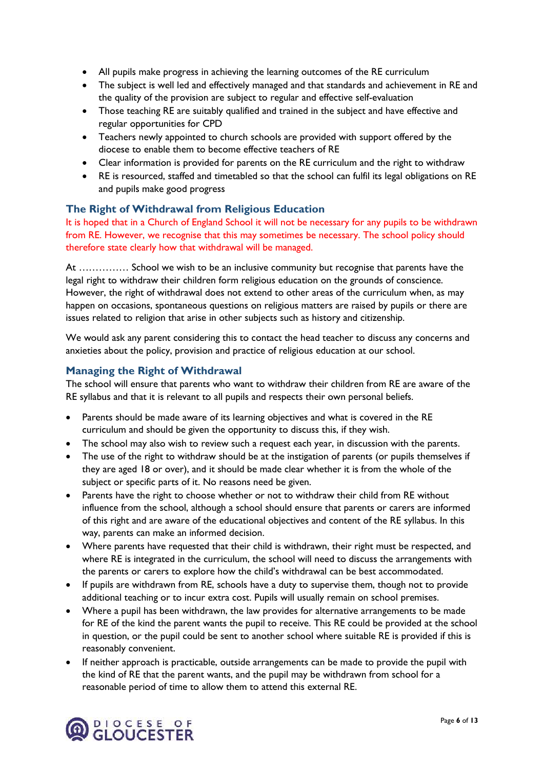- All pupils make progress in achieving the learning outcomes of the RE curriculum
- The subject is well led and effectively managed and that standards and achievement in RE and the quality of the provision are subject to regular and effective self-evaluation
- Those teaching RE are suitably qualified and trained in the subject and have effective and regular opportunities for CPD
- Teachers newly appointed to church schools are provided with support offered by the diocese to enable them to become effective teachers of RE
- Clear information is provided for parents on the RE curriculum and the right to withdraw
- RE is resourced, staffed and timetabled so that the school can fulfil its legal obligations on RE and pupils make good progress

## The Right of Withdrawal from Religious Education

It is hoped that in a Church of England School it will not be necessary for any pupils to be withdrawn from RE. However, we recognise that this may sometimes be necessary. The school policy should therefore state clearly how that withdrawal will be managed.

At …………… School we wish to be an inclusive community but recognise that parents have the legal right to withdraw their children form religious education on the grounds of conscience. However, the right of withdrawal does not extend to other areas of the curriculum when, as may happen on occasions, spontaneous questions on religious matters are raised by pupils or there are issues related to religion that arise in other subjects such as history and citizenship.

We would ask any parent considering this to contact the head teacher to discuss any concerns and anxieties about the policy, provision and practice of religious education at our school.

## Managing the Right of Withdrawal

The school will ensure that parents who want to withdraw their children from RE are aware of the RE syllabus and that it is relevant to all pupils and respects their own personal beliefs.

- Parents should be made aware of its learning objectives and what is covered in the RE curriculum and should be given the opportunity to discuss this, if they wish.
- The school may also wish to review such a request each year, in discussion with the parents.
- The use of the right to withdraw should be at the instigation of parents (or pupils themselves if they are aged 18 or over), and it should be made clear whether it is from the whole of the subject or specific parts of it. No reasons need be given.
- Parents have the right to choose whether or not to withdraw their child from RE without influence from the school, although a school should ensure that parents or carers are informed of this right and are aware of the educational objectives and content of the RE syllabus. In this way, parents can make an informed decision.
- Where parents have requested that their child is withdrawn, their right must be respected, and where RE is integrated in the curriculum, the school will need to discuss the arrangements with the parents or carers to explore how the child's withdrawal can be best accommodated.
- If pupils are withdrawn from RE, schools have a duty to supervise them, though not to provide additional teaching or to incur extra cost. Pupils will usually remain on school premises.
- Where a pupil has been withdrawn, the law provides for alternative arrangements to be made for RE of the kind the parent wants the pupil to receive. This RE could be provided at the school in question, or the pupil could be sent to another school where suitable RE is provided if this is reasonably convenient.
- If neither approach is practicable, outside arrangements can be made to provide the pupil with the kind of RE that the parent wants, and the pupil may be withdrawn from school for a reasonable period of time to allow them to attend this external RE.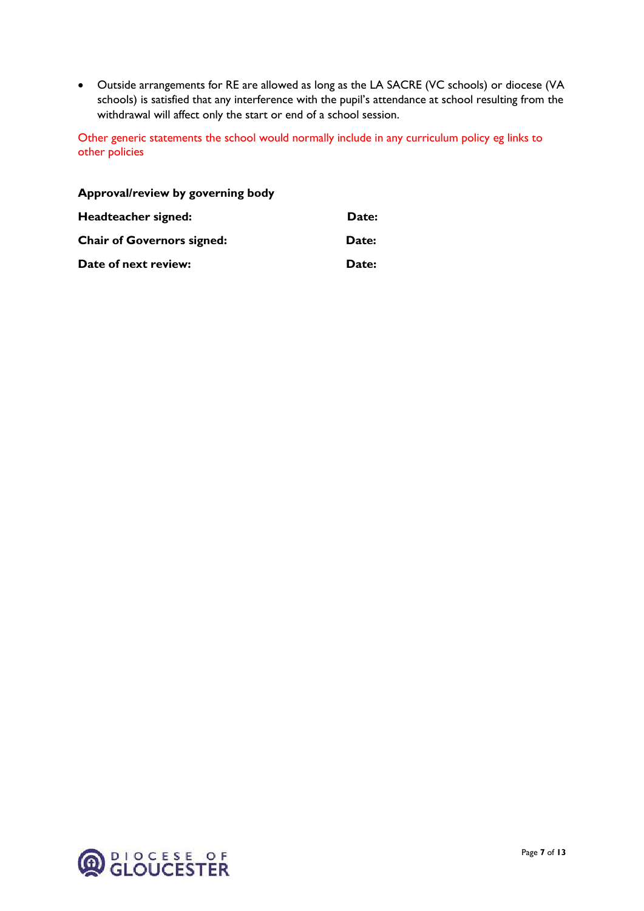- Outside arrangements for RE are allowed as long as the LA SACRE (VC schools) or diocese (VA schools) is satisfied that any interference with the pupil's attendance at school resulting from the withdrawal will affect only the start or end of a school session.

Other generic statements the school would normally include in any curriculum policy eg links to other policies

**Approval/review by governing body**

| | |
|---|---|
| **Headteacher signed:** | **Date:** |
| **Chair of Governors signed:** | **Date:** |
| **Date of next review:** | **Date:** |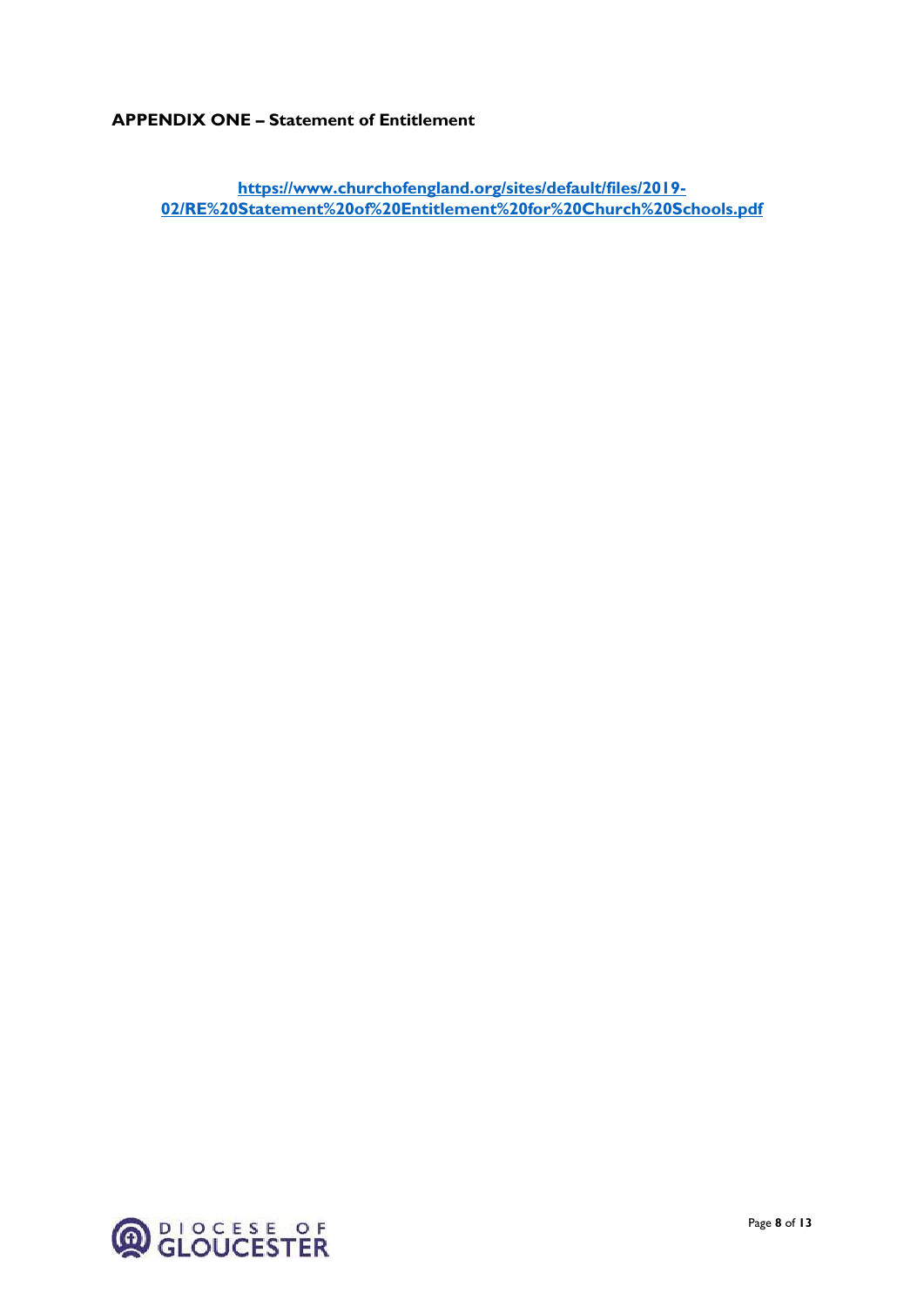**APPENDIX ONE – Statement of Entitlement**

[https://www.churchofengland.org/sites/default/files/2019-02/RE%20Statement%20of%20Entitlement%20for%20Church%20Schools.pdf](https://www.churchofengland.org/sites/default/files/2019-02/RE%20Statement%20of%20Entitlement%20for%20Church%20Schools.pdf)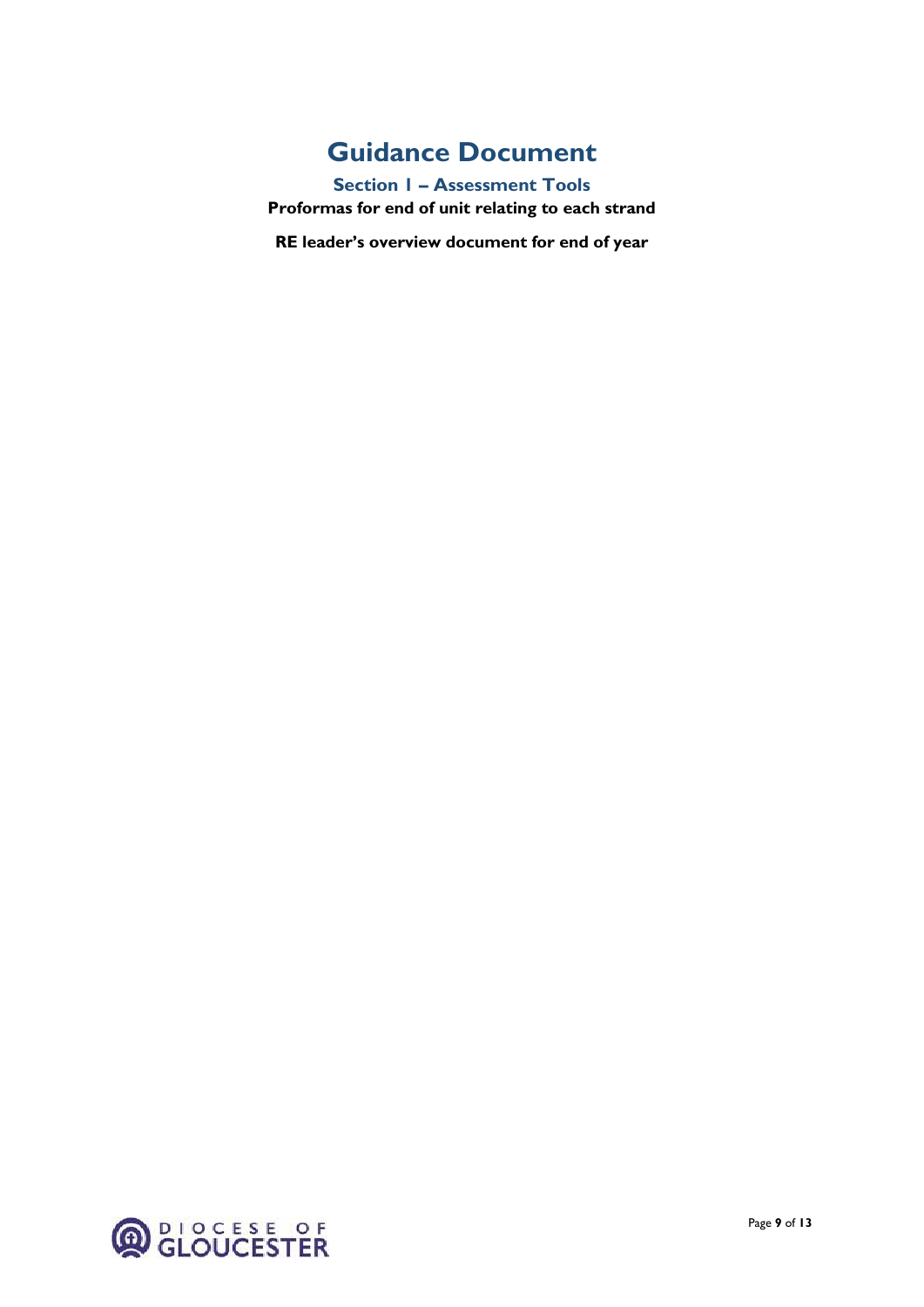# Guidance Document

## Section 1 – Assessment Tools

**Proformas for end of unit relating to each strand**

**RE leader's overview document for end of year**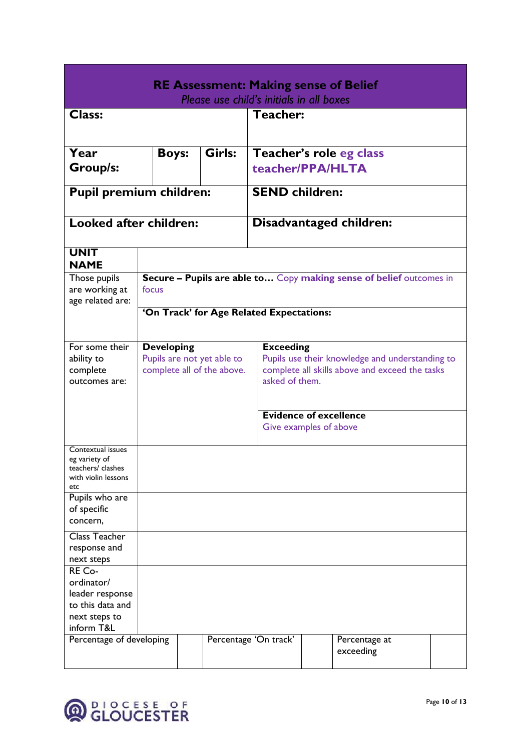**RE Assessment: Making sense of Belief**

*Please use child's initials in all boxes*

| | | | |
|---|---|---|---|
| **Class:** | | **Teacher:** | |
| **Year Group/s:** | **Boys:** | **Girls:** | **Teacher's role** eg class teacher/PPA/HLTA |
| **Pupil premium children:** | | **SEND children:** | |
| **Looked after children:** | | **Disadvantaged children:** | |

| | | |
|---|---|---|
| **UNIT NAME** | | |
| Those pupils are working at age related are: | **Secure – Pupils are able to…** Copy **making sense of belief** outcomes in focus | |
| | **'On Track' for Age Related Expectations:** | |
| For some their ability to complete outcomes are: | **Developing** Pupils are not yet able to complete all of the above. | **Exceeding** Pupils use their knowledge and understanding to complete all skills above and exceed the tasks asked of them. |
| | | **Evidence of excellence** Give examples of above |
| Contextual issues eg variety of teachers/ clashes with violin lessons etc | | |
| Pupils who are of specific concern, | | |
| Class Teacher response and next steps | | |
| RE Co-ordinator/ leader response to this data and next steps to inform T&L | | |

| | | | | | |
|---|---|---|---|---|---|
| Percentage of developing | | Percentage 'On track' | | Percentage at exceeding | |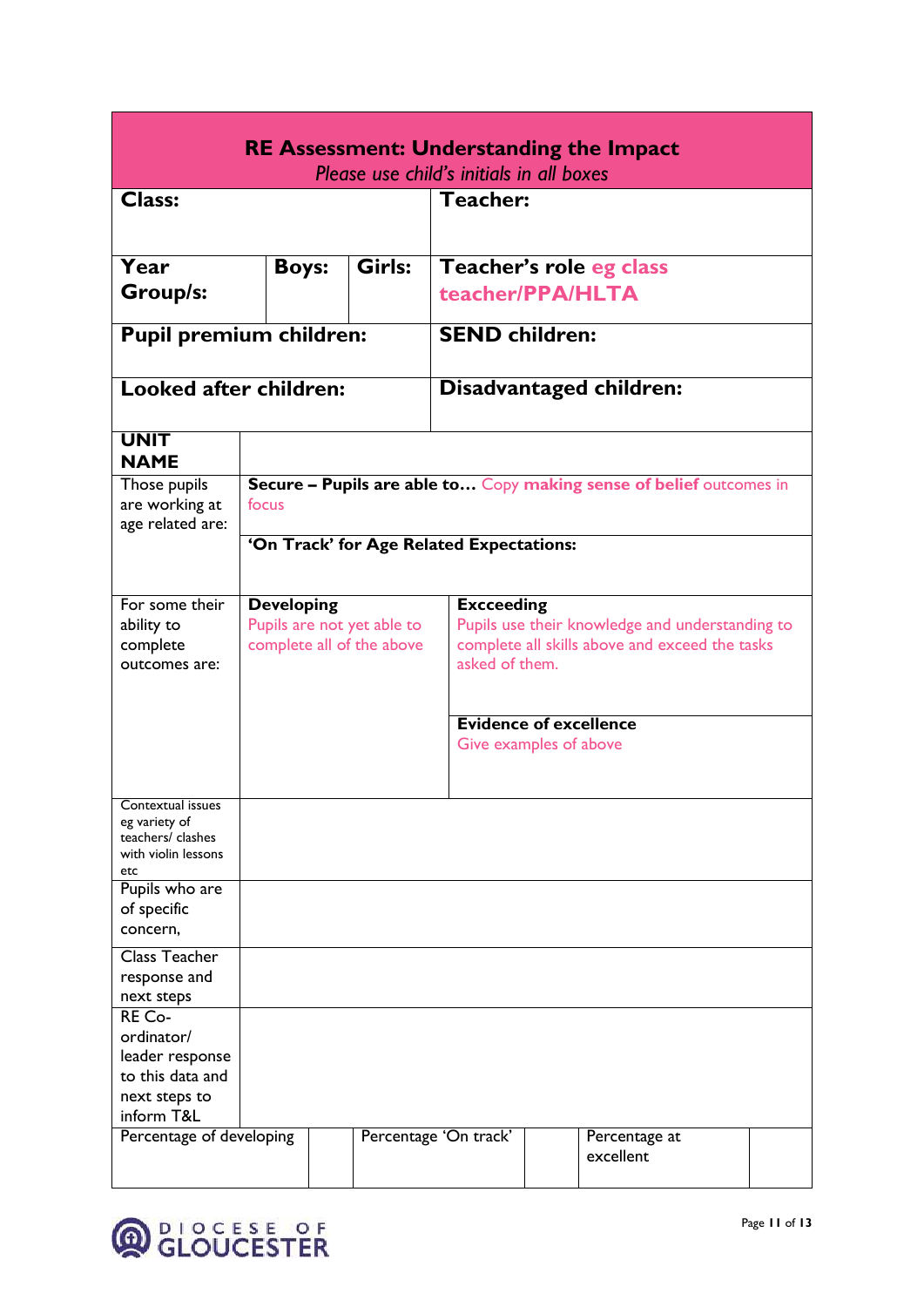# RE Assessment: Understanding the Impact

*Please use child's initials in all boxes*

| **Class:** | | | **Teacher:** |
|---|---|---|---|
| **Year Group/s:** | **Boys:** | **Girls:** | **Teacher's role** eg class teacher/PPA/HLTA |
| **Pupil premium children:** | | | **SEND children:** |
| **Looked after children:** | | | **Disadvantaged children:** |

| **UNIT NAME** | | |
|---|---|---|
| Those pupils are working at age related are: | **Secure – Pupils are able to…** Copy **making sense of belief** outcomes in focus | |
| | **'On Track' for Age Related Expectations:** | |
| For some their ability to complete outcomes are: | **Developing**<br>Pupils are not yet able to complete all of the above | **Excceeding**<br>Pupils use their knowledge and understanding to complete all skills above and exceed the tasks asked of them. |
| | | **Evidence of excellence**<br>Give examples of above |
| Contextual issues eg variety of teachers/ clashes with violin lessons etc | | |
| Pupils who are of specific concern, | | |
| Class Teacher response and next steps | | |
| RE Co-ordinator/ leader response to this data and next steps to inform T&L | | |

| Percentage of developing | | Percentage 'On track' | | Percentage at excellent | |
|---|---|---|---|---|---|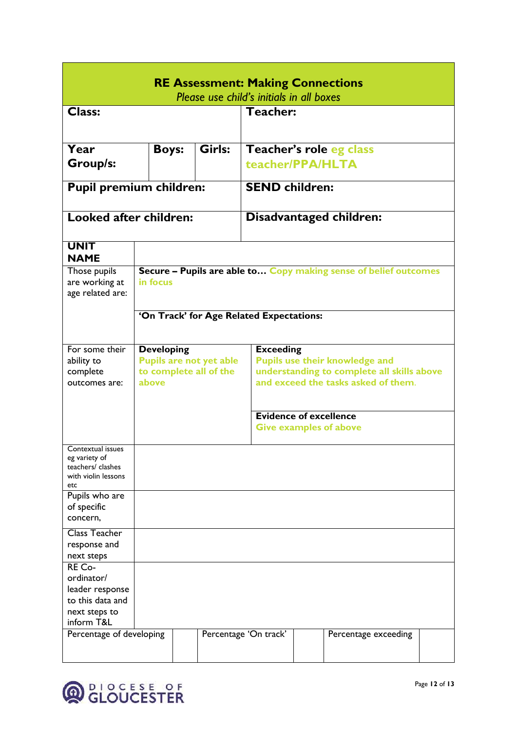# RE Assessment: Making Connections

*Please use child's initials in all boxes*

| | | | | | |
|---|---|---|---|---|---|
| **Class:** | | | **Teacher:** | | |
| **Year Group/s:** | **Boys:** | **Girls:** | **Teacher's role** eg class teacher/PPA/HLTA | | |
| **Pupil premium children:** | | | **SEND children:** | | |
| **Looked after children:** | | | **Disadvantaged children:** | | |

| | | |
|---|---|---|
| **UNIT NAME** | | |
| Those pupils are working at age related are: | **Secure – Pupils are able to…** Copy making sense of belief outcomes in focus | |
| | **'On Track' for Age Related Expectations:** | |
| For some their ability to complete outcomes are: | **Developing** Pupils are not yet able to complete all of the above | **Exceeding** Pupils use their knowledge and understanding to complete all skills above and exceed the tasks asked of them. |
| | | **Evidence of excellence** Give examples of above |
| Contextual issues eg variety of teachers/ clashes with violin lessons etc | | |
| Pupils who are of specific concern, | | |
| Class Teacher response and next steps | | |
| RE Co-ordinator/ leader response to this data and next steps to inform T&L | | |

| | | | | | |
|---|---|---|---|---|---|
| Percentage of developing | | Percentage 'On track' | | Percentage exceeding | |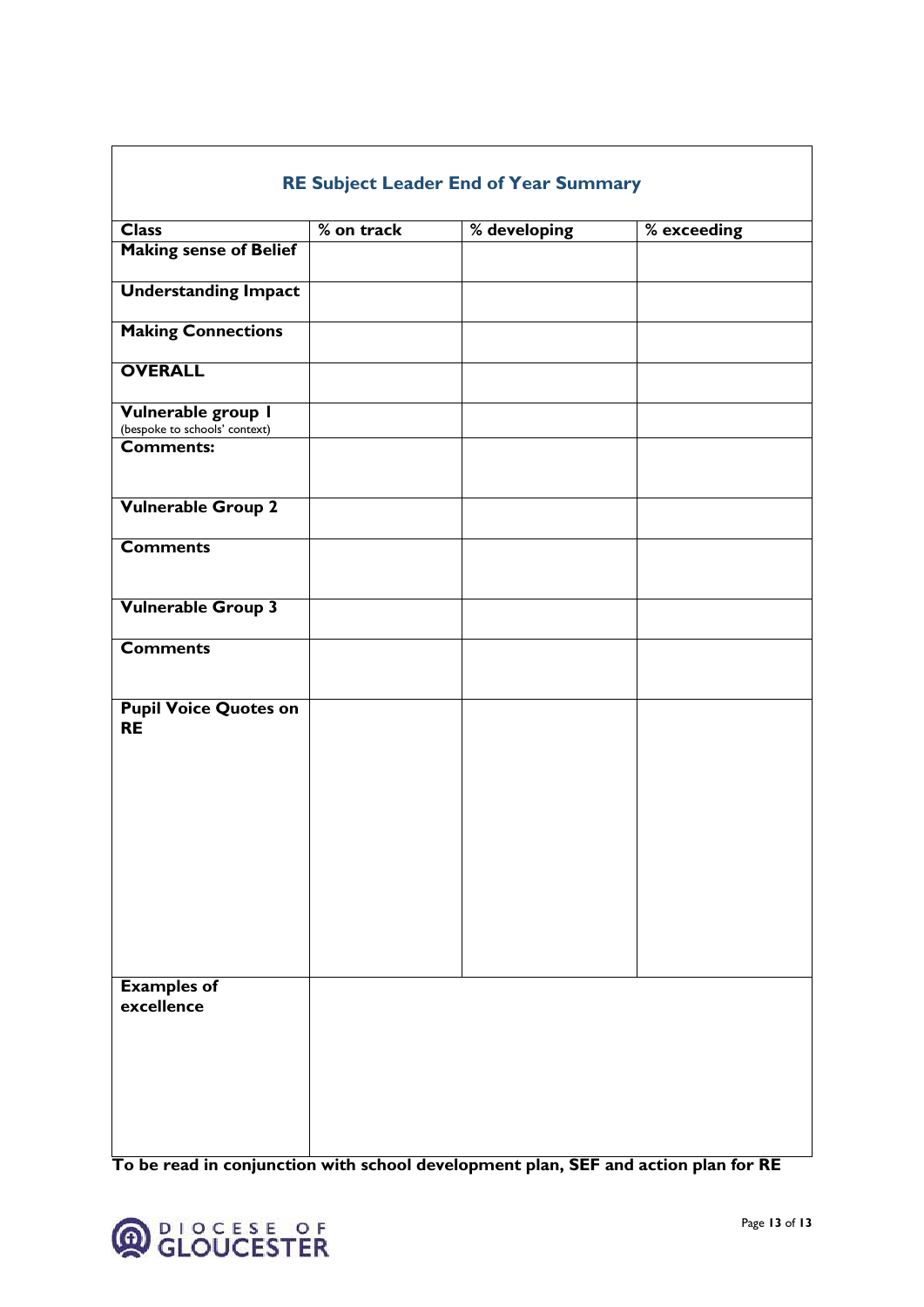## RE Subject Leader End of Year Summary

| Class | % on track | % developing | % exceeding |
|---|---|---|---|
| **Making sense of Belief** | | | |
| **Understanding Impact** | | | |
| **Making Connections** | | | |
| **OVERALL** | | | |
| **Vulnerable group 1** (bespoke to schools' context) | | | |
| **Comments:** | | | |
| **Vulnerable Group 2** | | | |
| **Comments** | | | |
| **Vulnerable Group 3** | | | |
| **Comments** | | | |
| **Pupil Voice Quotes on RE** | | | |
| **Examples of excellence** | | | |

**To be read in conjunction with school development plan, SEF and action plan for RE**